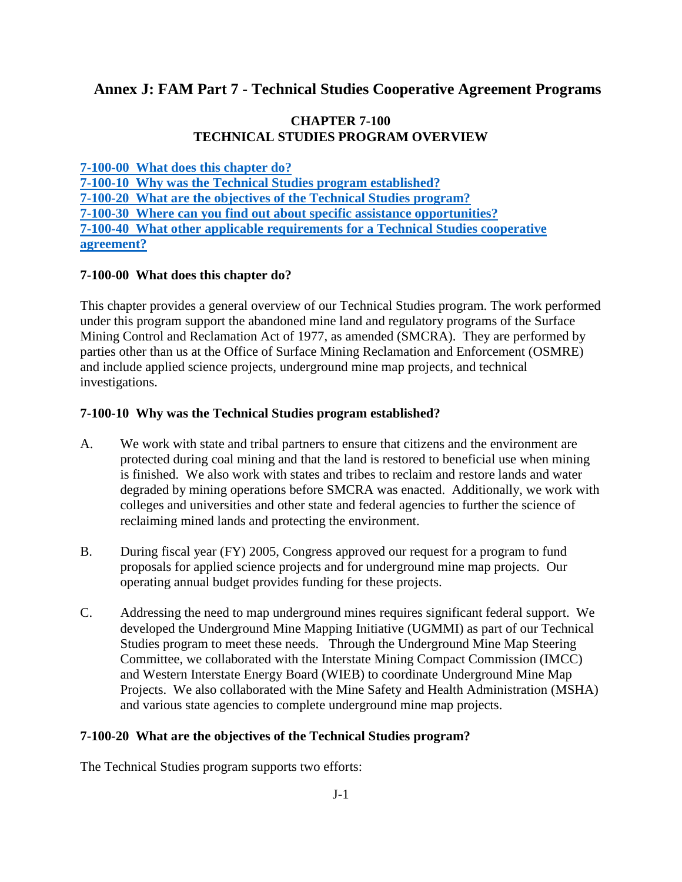# Annex J: FAM Part 7 - Technical Studies Cooperative Agreement Programs

## CHAPTER 7-100
## TECHNICAL STUDIES PROGRAM OVERVIEW

**7-100-00 What does this chapter do?**
**7-100-10 Why was the Technical Studies program established?**
**7-100-20 What are the objectives of the Technical Studies program?**
**7-100-30 Where can you find out about specific assistance opportunities?**
**7-100-40 What other applicable requirements for a Technical Studies cooperative agreement?**

### 7-100-00 What does this chapter do?

This chapter provides a general overview of our Technical Studies program. The work performed under this program support the abandoned mine land and regulatory programs of the Surface Mining Control and Reclamation Act of 1977, as amended (SMCRA). They are performed by parties other than us at the Office of Surface Mining Reclamation and Enforcement (OSMRE) and include applied science projects, underground mine map projects, and technical investigations.

### 7-100-10 Why was the Technical Studies program established?

A. We work with state and tribal partners to ensure that citizens and the environment are protected during coal mining and that the land is restored to beneficial use when mining is finished. We also work with states and tribes to reclaim and restore lands and water degraded by mining operations before SMCRA was enacted. Additionally, we work with colleges and universities and other state and federal agencies to further the science of reclaiming mined lands and protecting the environment.

B. During fiscal year (FY) 2005, Congress approved our request for a program to fund proposals for applied science projects and for underground mine map projects. Our operating annual budget provides funding for these projects.

C. Addressing the need to map underground mines requires significant federal support. We developed the Underground Mine Mapping Initiative (UGMMI) as part of our Technical Studies program to meet these needs. Through the Underground Mine Map Steering Committee, we collaborated with the Interstate Mining Compact Commission (IMCC) and Western Interstate Energy Board (WIEB) to coordinate Underground Mine Map Projects. We also collaborated with the Mine Safety and Health Administration (MSHA) and various state agencies to complete underground mine map projects.

### 7-100-20 What are the objectives of the Technical Studies program?

The Technical Studies program supports two efforts: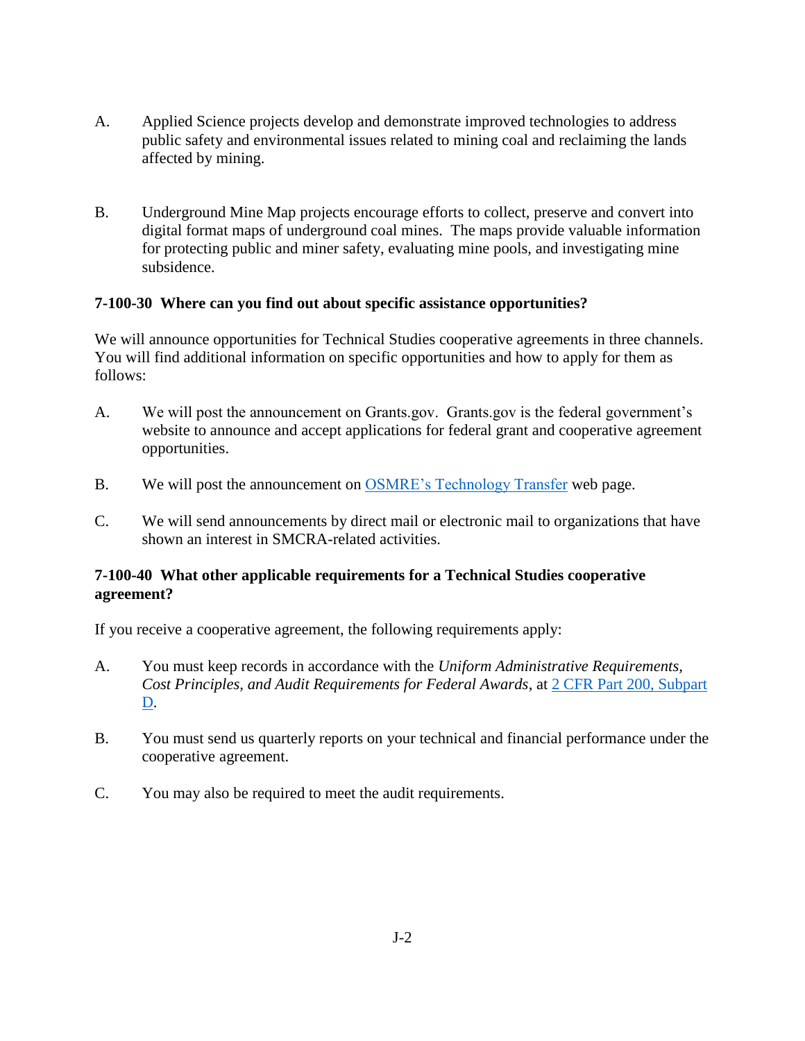A. Applied Science projects develop and demonstrate improved technologies to address public safety and environmental issues related to mining coal and reclaiming the lands affected by mining.

B. Underground Mine Map projects encourage efforts to collect, preserve and convert into digital format maps of underground coal mines. The maps provide valuable information for protecting public and miner safety, evaluating mine pools, and investigating mine subsidence.

**7-100-30 Where can you find out about specific assistance opportunities?**

We will announce opportunities for Technical Studies cooperative agreements in three channels. You will find additional information on specific opportunities and how to apply for them as follows:

A. We will post the announcement on Grants.gov. Grants.gov is the federal government's website to announce and accept applications for federal grant and cooperative agreement opportunities.

B. We will post the announcement on OSMRE's Technology Transfer web page.

C. We will send announcements by direct mail or electronic mail to organizations that have shown an interest in SMCRA-related activities.

**7-100-40 What other applicable requirements for a Technical Studies cooperative agreement?**

If you receive a cooperative agreement, the following requirements apply:

A. You must keep records in accordance with the *Uniform Administrative Requirements, Cost Principles, and Audit Requirements for Federal Awards*, at 2 CFR Part 200, Subpart D.

B. You must send us quarterly reports on your technical and financial performance under the cooperative agreement.

C. You may also be required to meet the audit requirements.